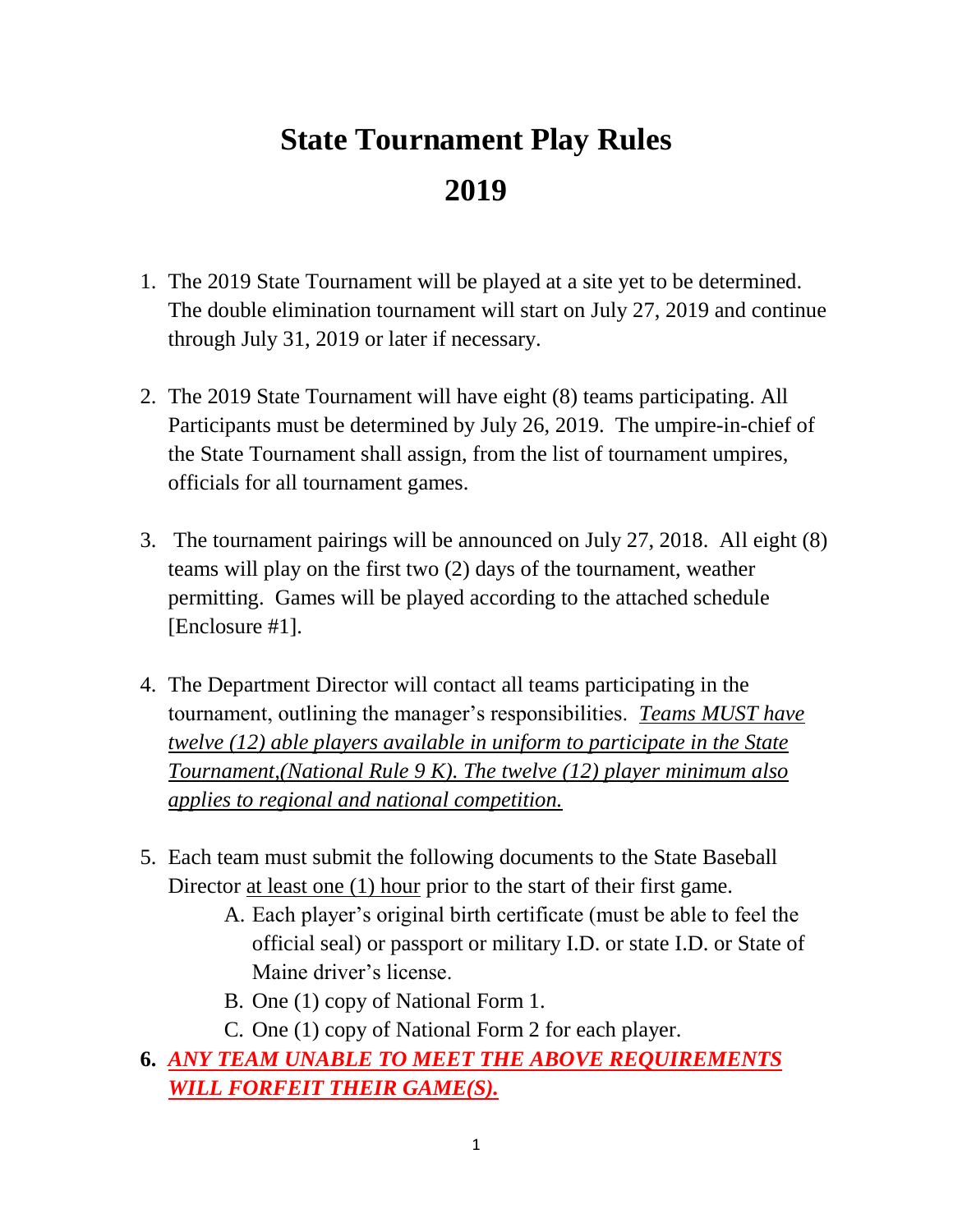# State Tournament Play Rules
# 2019

1. The 2019 State Tournament will be played at a site yet to be determined. The double elimination tournament will start on July 27, 2019 and continue through July 31, 2019 or later if necessary.

2. The 2019 State Tournament will have eight (8) teams participating. All Participants must be determined by July 26, 2019. The umpire-in-chief of the State Tournament shall assign, from the list of tournament umpires, officials for all tournament games.

3. The tournament pairings will be announced on July 27, 2018. All eight (8) teams will play on the first two (2) days of the tournament, weather permitting. Games will be played according to the attached schedule [Enclosure #1].

4. The Department Director will contact all teams participating in the tournament, outlining the manager's responsibilities. <u>*Teams MUST have twelve (12) able players available in uniform to participate in the State Tournament,(National Rule 9 K). The twelve (12) player minimum also applies to regional and national competition.*</u>

5. Each team must submit the following documents to the State Baseball Director <u>at least one (1) hour</u> prior to the start of their first game.
   - A. Each player's original birth certificate (must be able to feel the official seal) or passport or military I.D. or state I.D. or State of Maine driver's license.
   - B. One (1) copy of National Form 1.
   - C. One (1) copy of National Form 2 for each player.

6. ***<u>ANY TEAM UNABLE TO MEET THE ABOVE REQUIREMENTS WILL FORFEIT THEIR GAME(S).</u>***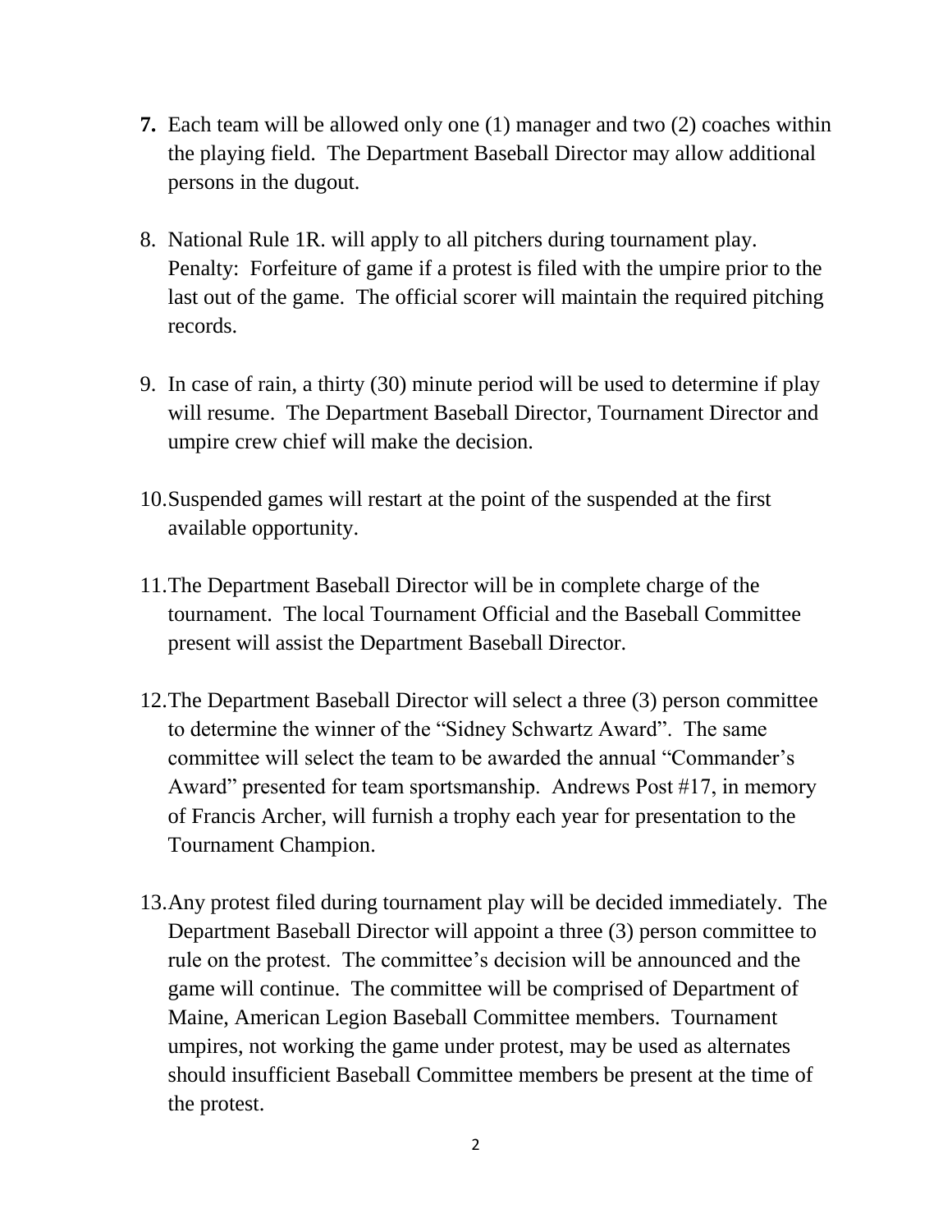**7.** Each team will be allowed only one (1) manager and two (2) coaches within the playing field. The Department Baseball Director may allow additional persons in the dugout.

8. National Rule 1R. will apply to all pitchers during tournament play. Penalty: Forfeiture of game if a protest is filed with the umpire prior to the last out of the game. The official scorer will maintain the required pitching records.

9. In case of rain, a thirty (30) minute period will be used to determine if play will resume. The Department Baseball Director, Tournament Director and umpire crew chief will make the decision.

10. Suspended games will restart at the point of the suspended at the first available opportunity.

11. The Department Baseball Director will be in complete charge of the tournament. The local Tournament Official and the Baseball Committee present will assist the Department Baseball Director.

12. The Department Baseball Director will select a three (3) person committee to determine the winner of the "Sidney Schwartz Award". The same committee will select the team to be awarded the annual "Commander's Award" presented for team sportsmanship. Andrews Post #17, in memory of Francis Archer, will furnish a trophy each year for presentation to the Tournament Champion.

13. Any protest filed during tournament play will be decided immediately. The Department Baseball Director will appoint a three (3) person committee to rule on the protest. The committee's decision will be announced and the game will continue. The committee will be comprised of Department of Maine, American Legion Baseball Committee members. Tournament umpires, not working the game under protest, may be used as alternates should insufficient Baseball Committee members be present at the time of the protest.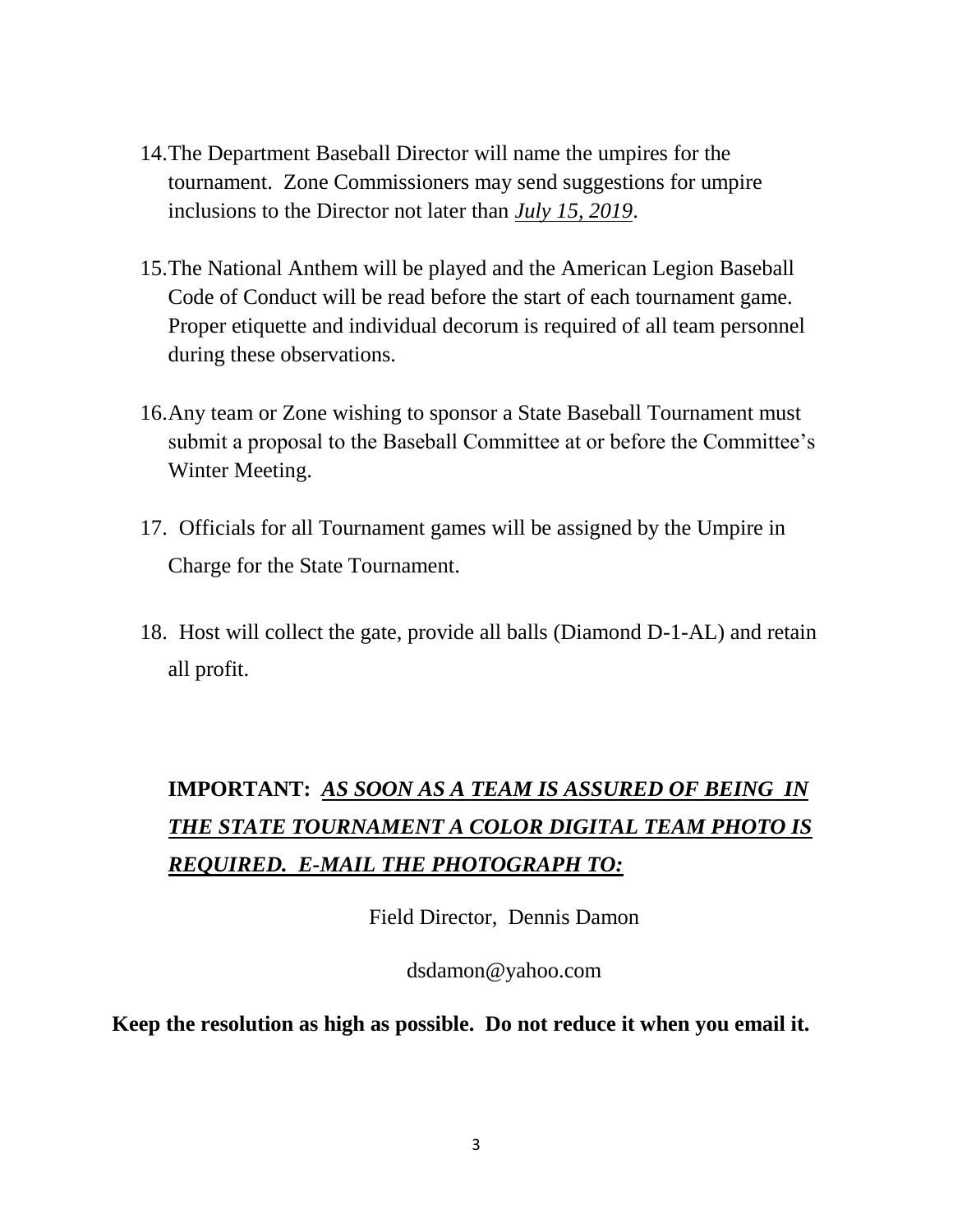14. The Department Baseball Director will name the umpires for the tournament. Zone Commissioners may send suggestions for umpire inclusions to the Director not later than ***<u>July 15, 2019</u>***.

15. The National Anthem will be played and the American Legion Baseball Code of Conduct will be read before the start of each tournament game. Proper etiquette and individual decorum is required of all team personnel during these observations.

16. Any team or Zone wishing to sponsor a State Baseball Tournament must submit a proposal to the Baseball Committee at or before the Committee's Winter Meeting.

17. Officials for all Tournament games will be assigned by the Umpire in Charge for the State Tournament.

18. Host will collect the gate, provide all balls (Diamond D-1-AL) and retain all profit.

**IMPORTANT:** ***<u>AS SOON AS A TEAM IS ASSURED OF BEING IN THE STATE TOURNAMENT A COLOR DIGITAL TEAM PHOTO IS REQUIRED. E-MAIL THE PHOTOGRAPH TO:</u>***

Field Director, Dennis Damon

dsdamon@yahoo.com

**Keep the resolution as high as possible. Do not reduce it when you email it.**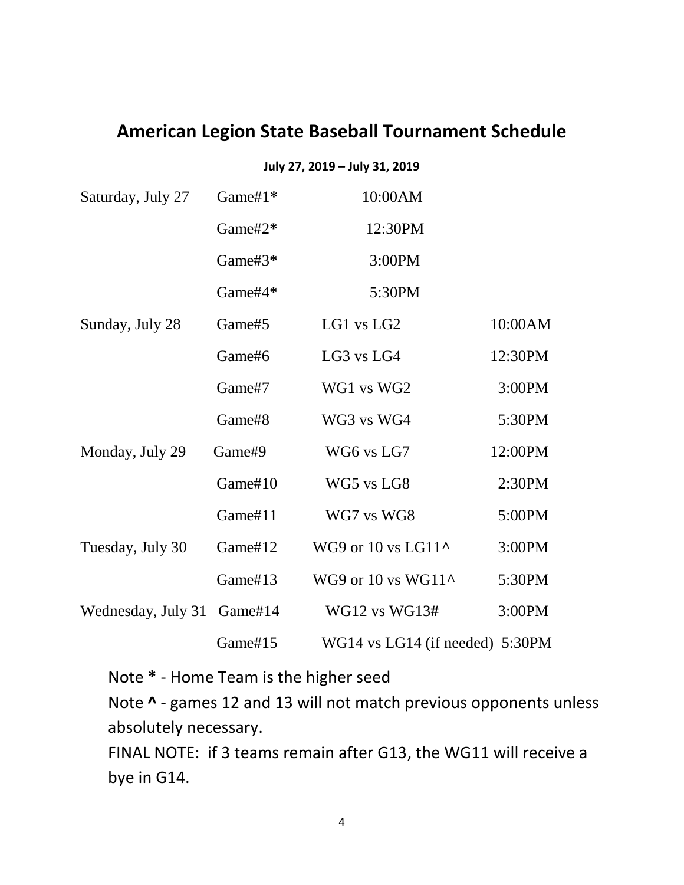# American Legion State Baseball Tournament Schedule

**July 27, 2019 – July 31, 2019**

| Day | Game | Matchup | Time |
|---|---|---|---|
| Saturday, July 27 | Game#1* | | 10:00AM |
| | Game#2* | | 12:30PM |
| | Game#3* | | 3:00PM |
| | Game#4* | | 5:30PM |
| Sunday, July 28 | Game#5 | LG1 vs LG2 | 10:00AM |
| | Game#6 | LG3 vs LG4 | 12:30PM |
| | Game#7 | WG1 vs WG2 | 3:00PM |
| | Game#8 | WG3 vs WG4 | 5:30PM |
| Monday, July 29 | Game#9 | WG6 vs LG7 | 12:00PM |
| | Game#10 | WG5 vs LG8 | 2:30PM |
| | Game#11 | WG7 vs WG8 | 5:00PM |
| Tuesday, July 30 | Game#12 | WG9 or 10 vs LG11^ | 3:00PM |
| | Game#13 | WG9 or 10 vs WG11^ | 5:30PM |
| Wednesday, July 31 | Game#14 | WG12 vs WG13# | 3:00PM |
| | Game#15 | WG14 vs LG14 (if needed) | 5:30PM |

Note **\*** - Home Team is the higher seed

Note **^** - games 12 and 13 will not match previous opponents unless absolutely necessary.

FINAL NOTE: if 3 teams remain after G13, the WG11 will receive a bye in G14.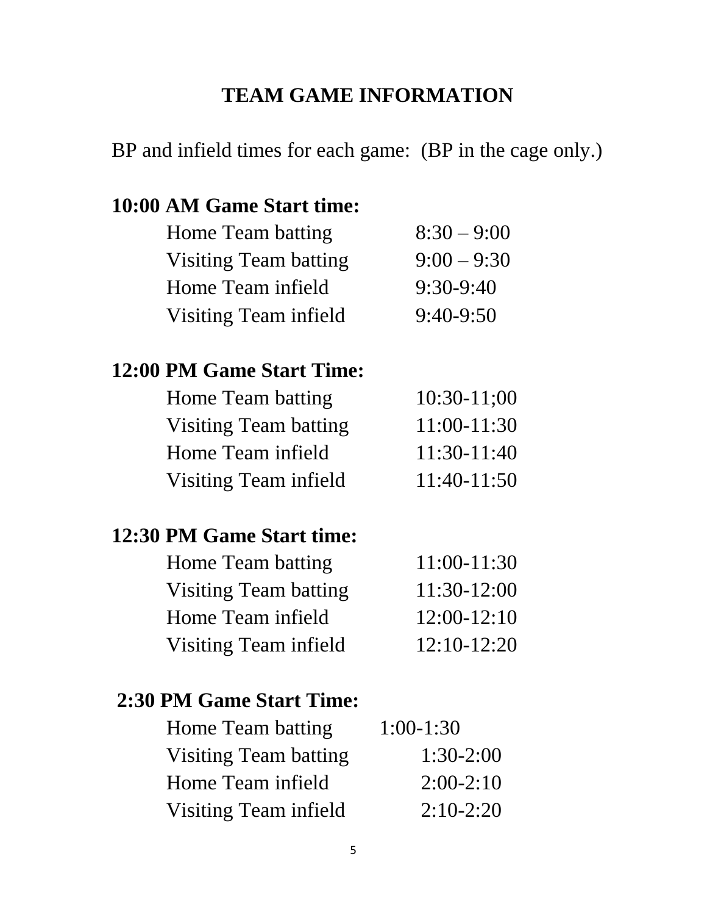# TEAM GAME INFORMATION

BP and infield times for each game: (BP in the cage only.)

**10:00 AM Game Start time:**

| | |
|---|---|
| Home Team batting | 8:30 – 9:00 |
| Visiting Team batting | 9:00 – 9:30 |
| Home Team infield | 9:30-9:40 |
| Visiting Team infield | 9:40-9:50 |

**12:00 PM Game Start Time:**

| | |
|---|---|
| Home Team batting | 10:30-11;00 |
| Visiting Team batting | 11:00-11:30 |
| Home Team infield | 11:30-11:40 |
| Visiting Team infield | 11:40-11:50 |

**12:30 PM Game Start time:**

| | |
|---|---|
| Home Team batting | 11:00-11:30 |
| Visiting Team batting | 11:30-12:00 |
| Home Team infield | 12:00-12:10 |
| Visiting Team infield | 12:10-12:20 |

**2:30 PM Game Start Time:**

| | |
|---|---|
| Home Team batting | 1:00-1:30 |
| Visiting Team batting | 1:30-2:00 |
| Home Team infield | 2:00-2:10 |
| Visiting Team infield | 2:10-2:20 |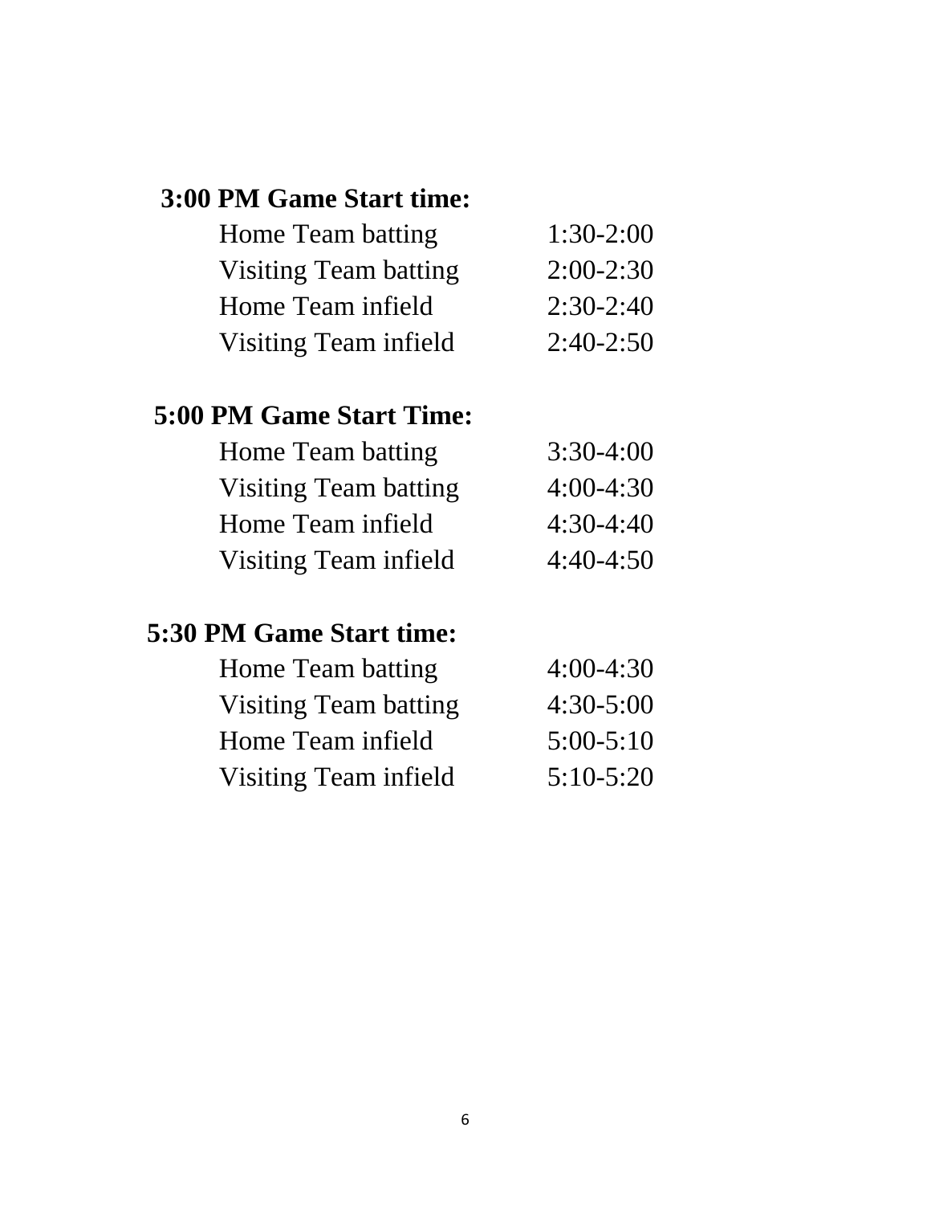**3:00 PM Game Start time:**

| | |
|---|---|
| Home Team batting | 1:30-2:00 |
| Visiting Team batting | 2:00-2:30 |
| Home Team infield | 2:30-2:40 |
| Visiting Team infield | 2:40-2:50 |

**5:00 PM Game Start Time:**

| | |
|---|---|
| Home Team batting | 3:30-4:00 |
| Visiting Team batting | 4:00-4:30 |
| Home Team infield | 4:30-4:40 |
| Visiting Team infield | 4:40-4:50 |

**5:30 PM Game Start time:**

| | |
|---|---|
| Home Team batting | 4:00-4:30 |
| Visiting Team batting | 4:30-5:00 |
| Home Team infield | 5:00-5:10 |
| Visiting Team infield | 5:10-5:20 |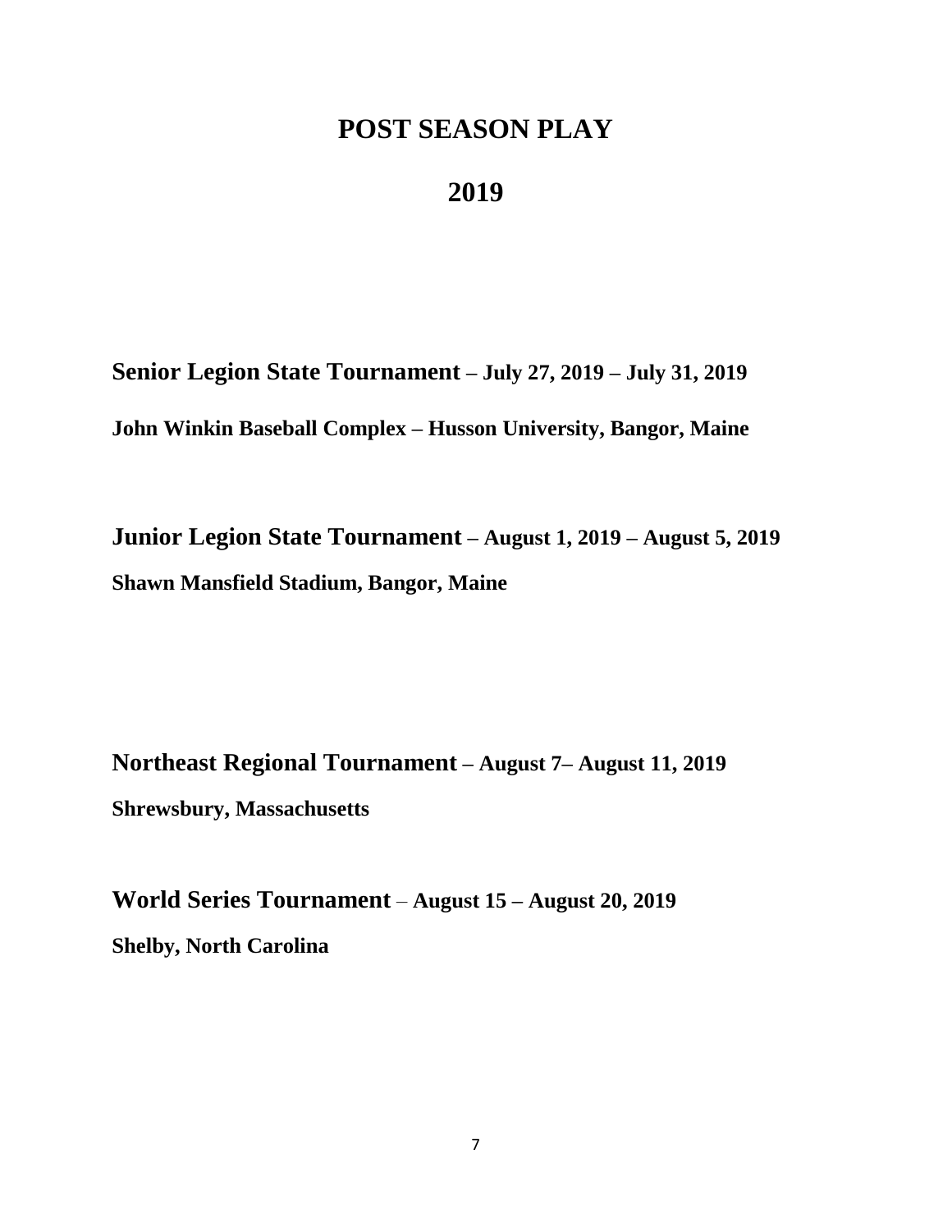# POST SEASON PLAY

# 2019

**Senior Legion State Tournament – July 27, 2019 – July 31, 2019**

**John Winkin Baseball Complex – Husson University, Bangor, Maine**

**Junior Legion State Tournament – August 1, 2019 – August 5, 2019**

**Shawn Mansfield Stadium, Bangor, Maine**

**Northeast Regional Tournament – August 7– August 11, 2019**

**Shrewsbury, Massachusetts**

**World Series Tournament – August 15 – August 20, 2019**

**Shelby, North Carolina**